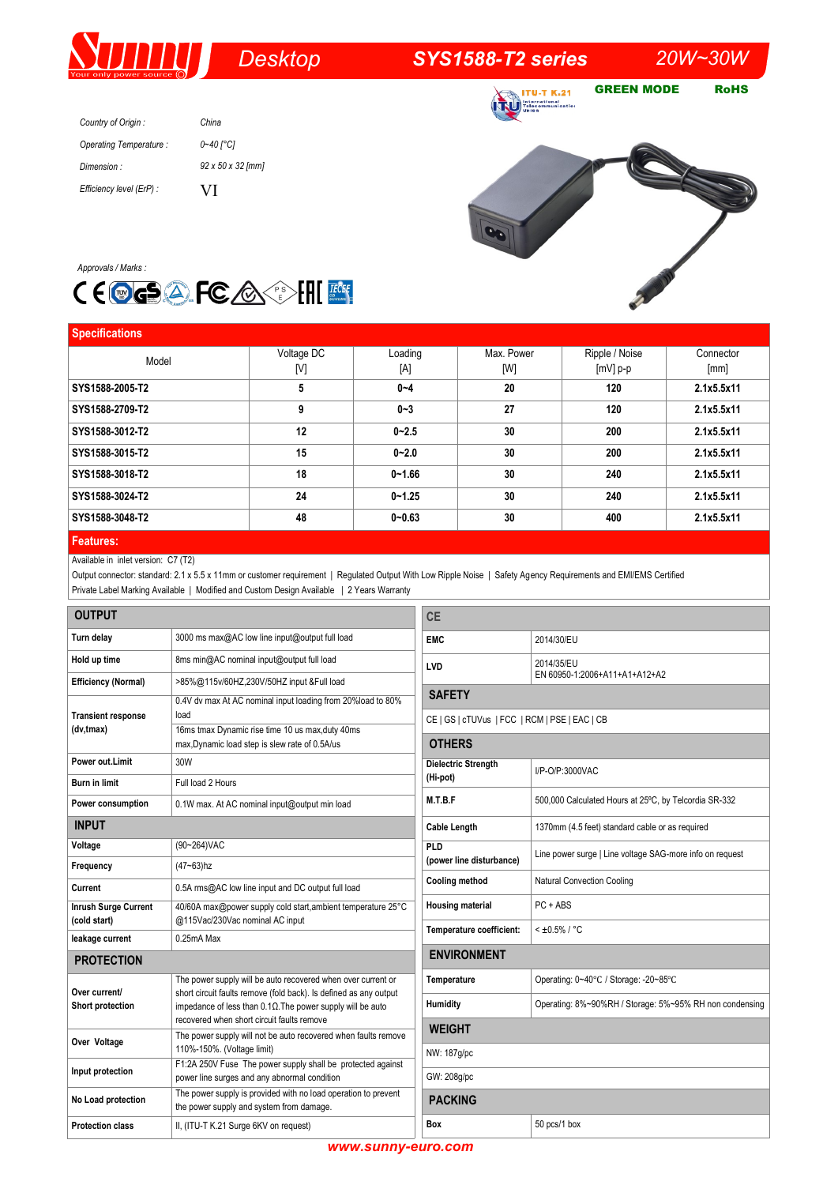# Sunny — Desktop — SYS1588-T2 series — 20W~30W

ITU-T K.21 | GREEN MODE | RoHS

| | |
|---|---|
| *Country of Origin :* | *China* |
| *Operating Temperature :* | *0~40 [°C]* |
| *Dimension :* | *92 x 50 x 32 [mm]* |
| *Efficiency level (ErP) :* | VI |

*Approvals / Marks :*

## Specifications

| Model | Voltage DC [V] | Loading [A] | Max. Power [W] | Ripple / Noise [mV] p-p | Connector [mm] |
|---|---|---|---|---|---|
| **SYS1588-2005-T2** | **5** | **0~4** | **20** | **120** | **2.1x5.5x11** |
| **SYS1588-2709-T2** | **9** | **0~3** | **27** | **120** | **2.1x5.5x11** |
| **SYS1588-3012-T2** | **12** | **0~2.5** | **30** | **200** | **2.1x5.5x11** |
| **SYS1588-3015-T2** | **15** | **0~2.0** | **30** | **200** | **2.1x5.5x11** |
| **SYS1588-3018-T2** | **18** | **0~1.66** | **30** | **240** | **2.1x5.5x11** |
| **SYS1588-3024-T2** | **24** | **0~1.25** | **30** | **240** | **2.1x5.5x11** |
| **SYS1588-3048-T2** | **48** | **0~0.63** | **30** | **400** | **2.1x5.5x11** |

## Features:

Available in inlet version: C7 (T2)

Output connector: standard: 2.1 x 5.5 x 11mm or customer requirement | Regulated Output With Low Ripple Noise | Safety Agency Requirements and EMI/EMS Certified

Private Label Marking Available | Modified and Custom Design Available | 2 Years Warranty

## OUTPUT

| | |
|---|---|
| **Turn delay** | 3000 ms max@AC low line input@output full load |
| **Hold up time** | 8ms min@AC nominal input@output full load |
| **Efficiency (Normal)** | >85%@115v/60HZ,230V/50HZ input &Full load |
| **Transient response (dv,tmax)** | 0.4V dv max At AC nominal input loading from 20%load to 80% load<br>16ms tmax Dynamic rise time 10 us max,duty 40ms max,Dynamic load step is slew rate of 0.5A/us |
| **Power out.Limit** | 30W |
| **Burn in limit** | Full load 2 Hours |
| **Power consumption** | 0.1W max. At AC nominal input@output min load |

## INPUT

| | |
|---|---|
| **Voltage** | (90~264)VAC |
| **Frequency** | (47~63)hz |
| **Current** | 0.5A rms@AC low line input and DC output full load |
| **Inrush Surge Current (cold start)** | 40/60A max@power supply cold start,ambient temperature 25°C @115Vac/230Vac nominal AC input |
| **leakage current** | 0.25mA Max |

## PROTECTION

| | |
|---|---|
| **Over current/ Short protection** | The power supply will be auto recovered when over current or short circuit faults remove (fold back). Is defined as any output impedance of less than 0.1Ω.The power supply will be auto recovered when short circuit faults remove |
| **Over Voltage** | The power supply will not be auto recovered when faults remove 110%-150%. (Voltage limit) |
| **Input protection** | F1:2A 250V Fuse The power supply shall be protected against power line surges and any abnormal condition |
| **No Load protection** | The power supply is provided with no load operation to prevent the power supply and system from damage. |
| **Protection class** | II, (ITU-T K.21 Surge 6KV on request) |

## CE

| | |
|---|---|
| **EMC** | 2014/30/EU |
| **LVD** | 2014/35/EU<br>EN 60950-1:2006+A11+A1+A12+A2 |

## SAFETY

CE | GS | cTUVus | FCC | RCM | PSE | EAC | CB

## OTHERS

| | |
|---|---|
| **Dielectric Strength (Hi-pot)** | I/P-O/P:3000VAC |
| **M.T.B.F** | 500,000 Calculated Hours at 25ºC, by Telcordia SR-332 |
| **Cable Length** | 1370mm (4.5 feet) standard cable or as required |
| **PLD (power line disturbance)** | Line power surge \| Line voltage SAG-more info on request |
| **Cooling method** | Natural Convection Cooling |
| **Housing material** | PC + ABS |
| **Temperature coefficient:** | < ±0.5% / °C |

## ENVIRONMENT

| | |
|---|---|
| **Temperature** | Operating: 0~40℃ / Storage: -20~85℃ |
| **Humidity** | Operating: 8%~90%RH / Storage: 5%~95% RH non condensing |

## WEIGHT

NW: 187g/pc

GW: 208g/pc

## PACKING

| | |
|---|---|
| **Box** | 50 pcs/1 box |

www.sunny-euro.com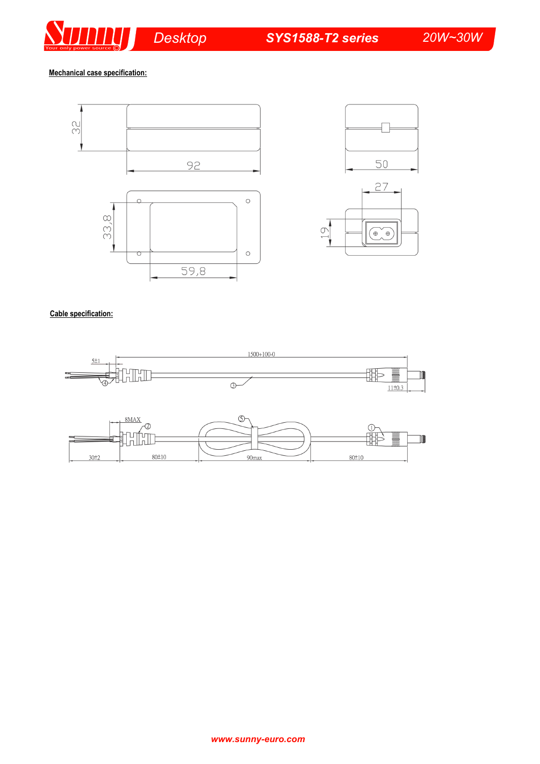## Mechanical case specification:

32

92

50

27

19

33,8

59,8

## Cable specification:

5±1

1500+100-0

④

③

11±0.3

8MAX

②

⑤

①

30±2

80±10

90max

80±10